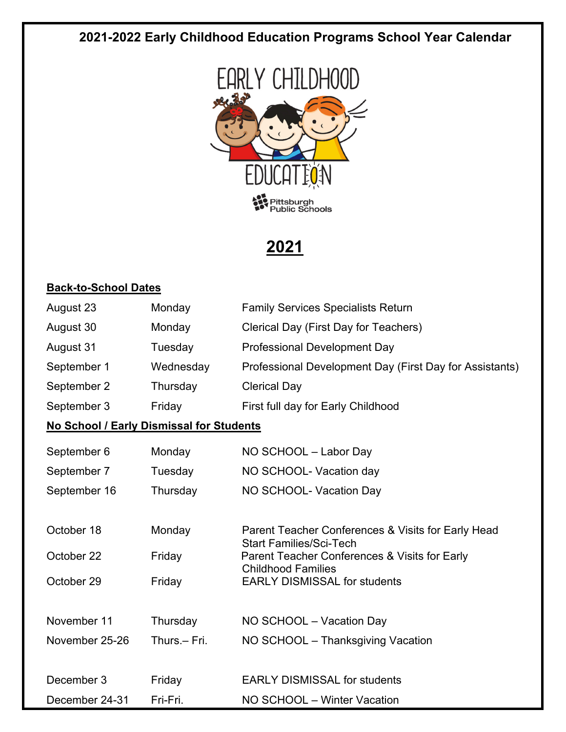# 2021-2022 Early Childhood Education Programs School Year Calendar

EARLY CHILDHOOD EDUCATION

Pittsburgh Public Schools

## 2021

### Back-to-School Dates

| | | |
|---|---|---|
| August 23 | Monday | Family Services Specialists Return |
| August 30 | Monday | Clerical Day (First Day for Teachers) |
| August 31 | Tuesday | Professional Development Day |
| September 1 | Wednesday | Professional Development Day (First Day for Assistants) |
| September 2 | Thursday | Clerical Day |
| September 3 | Friday | First full day for Early Childhood |

### No School / Early Dismissal for Students

| | | |
|---|---|---|
| September 6 | Monday | NO SCHOOL – Labor Day |
| September 7 | Tuesday | NO SCHOOL- Vacation day |
| September 16 | Thursday | NO SCHOOL- Vacation Day |
| October 18 | Monday | Parent Teacher Conferences & Visits for Early Head Start Families/Sci-Tech |
| October 22 | Friday | Parent Teacher Conferences & Visits for Early Childhood Families |
| October 29 | Friday | EARLY DISMISSAL for students |
| November 11 | Thursday | NO SCHOOL – Vacation Day |
| November 25-26 | Thurs.– Fri. | NO SCHOOL – Thanksgiving Vacation |
| December 3 | Friday | EARLY DISMISSAL for students |
| December 24-31 | Fri-Fri. | NO SCHOOL – Winter Vacation |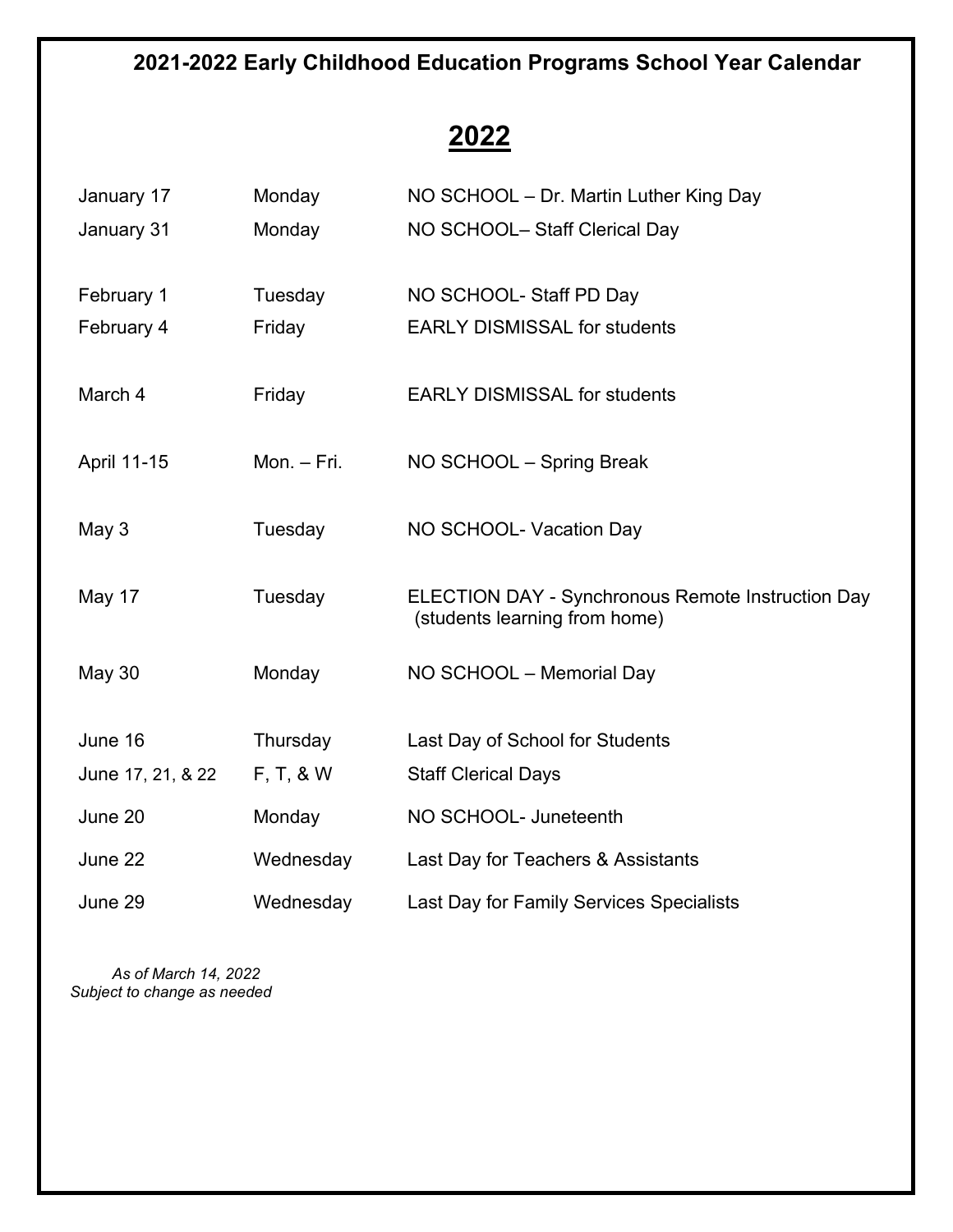**2021-2022 Early Childhood Education Programs School Year Calendar**

# 2022

| | | |
|---|---|---|
| January 17 | Monday | NO SCHOOL – Dr. Martin Luther King Day |
| January 31 | Monday | NO SCHOOL– Staff Clerical Day |
| February 1 | Tuesday | NO SCHOOL- Staff PD Day |
| February 4 | Friday | EARLY DISMISSAL for students |
| March 4 | Friday | EARLY DISMISSAL for students |
| April 11-15 | Mon. – Fri. | NO SCHOOL – Spring Break |
| May 3 | Tuesday | NO SCHOOL- Vacation Day |
| May 17 | Tuesday | ELECTION DAY - Synchronous Remote Instruction Day (students learning from home) |
| May 30 | Monday | NO SCHOOL – Memorial Day |
| June 16 | Thursday | Last Day of School for Students |
| June 17, 21, & 22 | F, T, & W | Staff Clerical Days |
| June 20 | Monday | NO SCHOOL- Juneteenth |
| June 22 | Wednesday | Last Day for Teachers & Assistants |
| June 29 | Wednesday | Last Day for Family Services Specialists |

*As of March 14, 2022*
*Subject to change as needed*